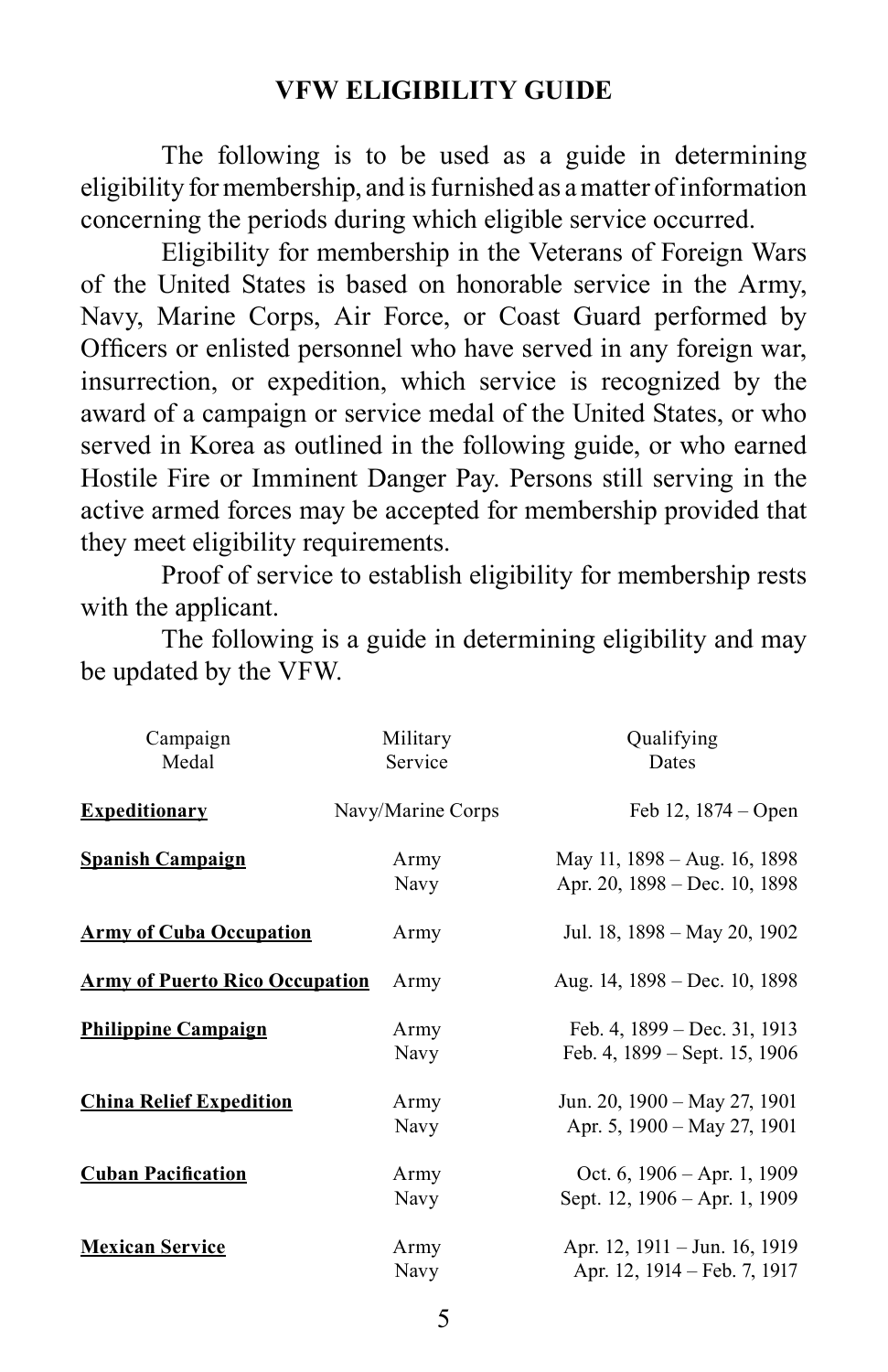# VFW ELIGIBILITY GUIDE

The following is to be used as a guide in determining eligibility for membership, and is furnished as a matter of information concerning the periods during which eligible service occurred.

Eligibility for membership in the Veterans of Foreign Wars of the United States is based on honorable service in the Army, Navy, Marine Corps, Air Force, or Coast Guard performed by Officers or enlisted personnel who have served in any foreign war, insurrection, or expedition, which service is recognized by the award of a campaign or service medal of the United States, or who served in Korea as outlined in the following guide, or who earned Hostile Fire or Imminent Danger Pay. Persons still serving in the active armed forces may be accepted for membership provided that they meet eligibility requirements.

Proof of service to establish eligibility for membership rests with the applicant.

The following is a guide in determining eligibility and may be updated by the VFW.

| Campaign Medal | Military Service | Qualifying Dates |
|---|---|---|
| **Expeditionary** | Navy/Marine Corps | Feb 12, 1874 – Open |
| **Spanish Campaign** | Army | May 11, 1898 – Aug. 16, 1898 |
| | Navy | Apr. 20, 1898 – Dec. 10, 1898 |
| **Army of Cuba Occupation** | Army | Jul. 18, 1898 – May 20, 1902 |
| **Army of Puerto Rico Occupation** | Army | Aug. 14, 1898 – Dec. 10, 1898 |
| **Philippine Campaign** | Army | Feb. 4, 1899 – Dec. 31, 1913 |
| | Navy | Feb. 4, 1899 – Sept. 15, 1906 |
| **China Relief Expedition** | Army | Jun. 20, 1900 – May 27, 1901 |
| | Navy | Apr. 5, 1900 – May 27, 1901 |
| **Cuban Pacification** | Army | Oct. 6, 1906 – Apr. 1, 1909 |
| | Navy | Sept. 12, 1906 – Apr. 1, 1909 |
| **Mexican Service** | Army | Apr. 12, 1911 – Jun. 16, 1919 |
| | Navy | Apr. 12, 1914 – Feb. 7, 1917 |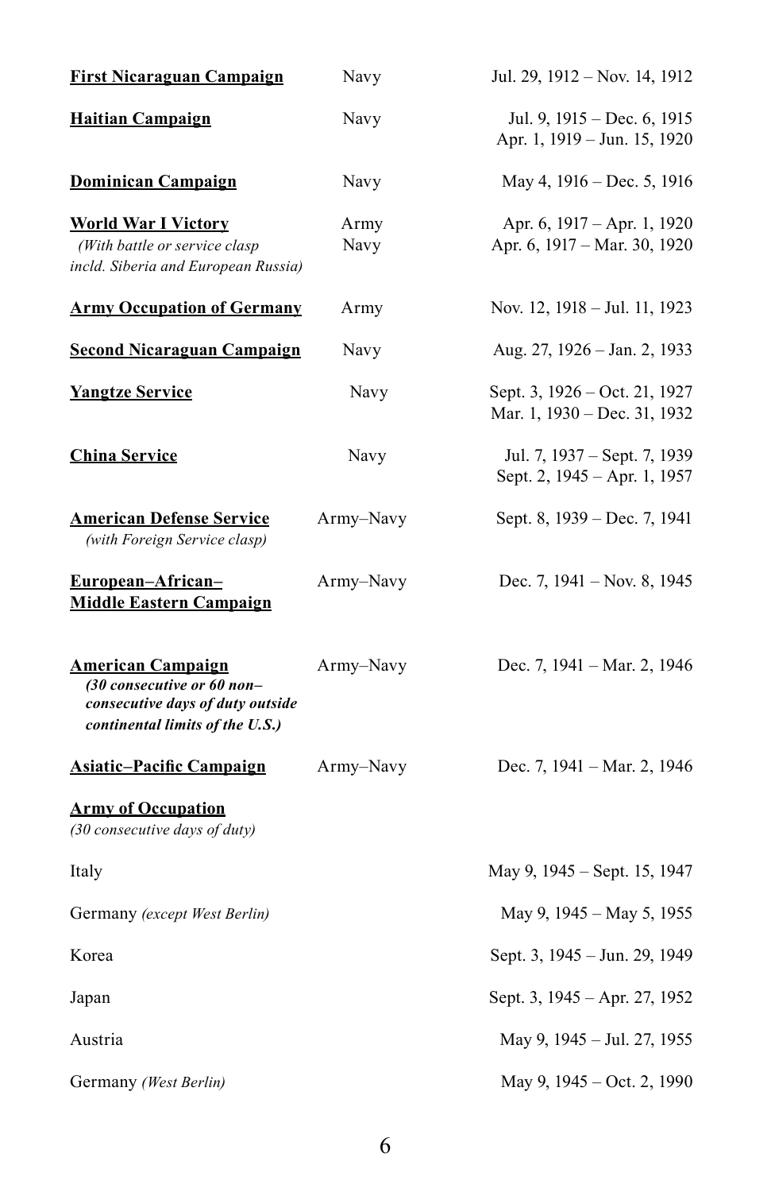| Campaign / Service | Branch | Dates |
|---|---|---|
| **First Nicaraguan Campaign** | Navy | Jul. 29, 1912 – Nov. 14, 1912 |
| **Haitian Campaign** | Navy | Jul. 9, 1915 – Dec. 6, 1915<br>Apr. 1, 1919 – Jun. 15, 1920 |
| **Dominican Campaign** | Navy | May 4, 1916 – Dec. 5, 1916 |
| **World War I Victory**<br>*(With battle or service clasp incld. Siberia and European Russia)* | Army<br>Navy | Apr. 6, 1917 – Apr. 1, 1920<br>Apr. 6, 1917 – Mar. 30, 1920 |
| **Army Occupation of Germany** | Army | Nov. 12, 1918 – Jul. 11, 1923 |
| **Second Nicaraguan Campaign** | Navy | Aug. 27, 1926 – Jan. 2, 1933 |
| **Yangtze Service** | Navy | Sept. 3, 1926 – Oct. 21, 1927<br>Mar. 1, 1930 – Dec. 31, 1932 |
| **China Service** | Navy | Jul. 7, 1937 – Sept. 7, 1939<br>Sept. 2, 1945 – Apr. 1, 1957 |
| **American Defense Service**<br>*(with Foreign Service clasp)* | Army–Navy | Sept. 8, 1939 – Dec. 7, 1941 |
| **European–African–Middle Eastern Campaign** | Army–Navy | Dec. 7, 1941 – Nov. 8, 1945 |
| **American Campaign**<br>***(30 consecutive or 60 non–consecutive days of duty outside continental limits of the U.S.)*** | Army–Navy | Dec. 7, 1941 – Mar. 2, 1946 |
| **Asiatic–Pacific Campaign** | Army–Navy | Dec. 7, 1941 – Mar. 2, 1946 |
| **Army of Occupation**<br>*(30 consecutive days of duty)* | | |
| Italy | | May 9, 1945 – Sept. 15, 1947 |
| Germany *(except West Berlin)* | | May 9, 1945 – May 5, 1955 |
| Korea | | Sept. 3, 1945 – Jun. 29, 1949 |
| Japan | | Sept. 3, 1945 – Apr. 27, 1952 |
| Austria | | May 9, 1945 – Jul. 27, 1955 |
| Germany *(West Berlin)* | | May 9, 1945 – Oct. 2, 1990 |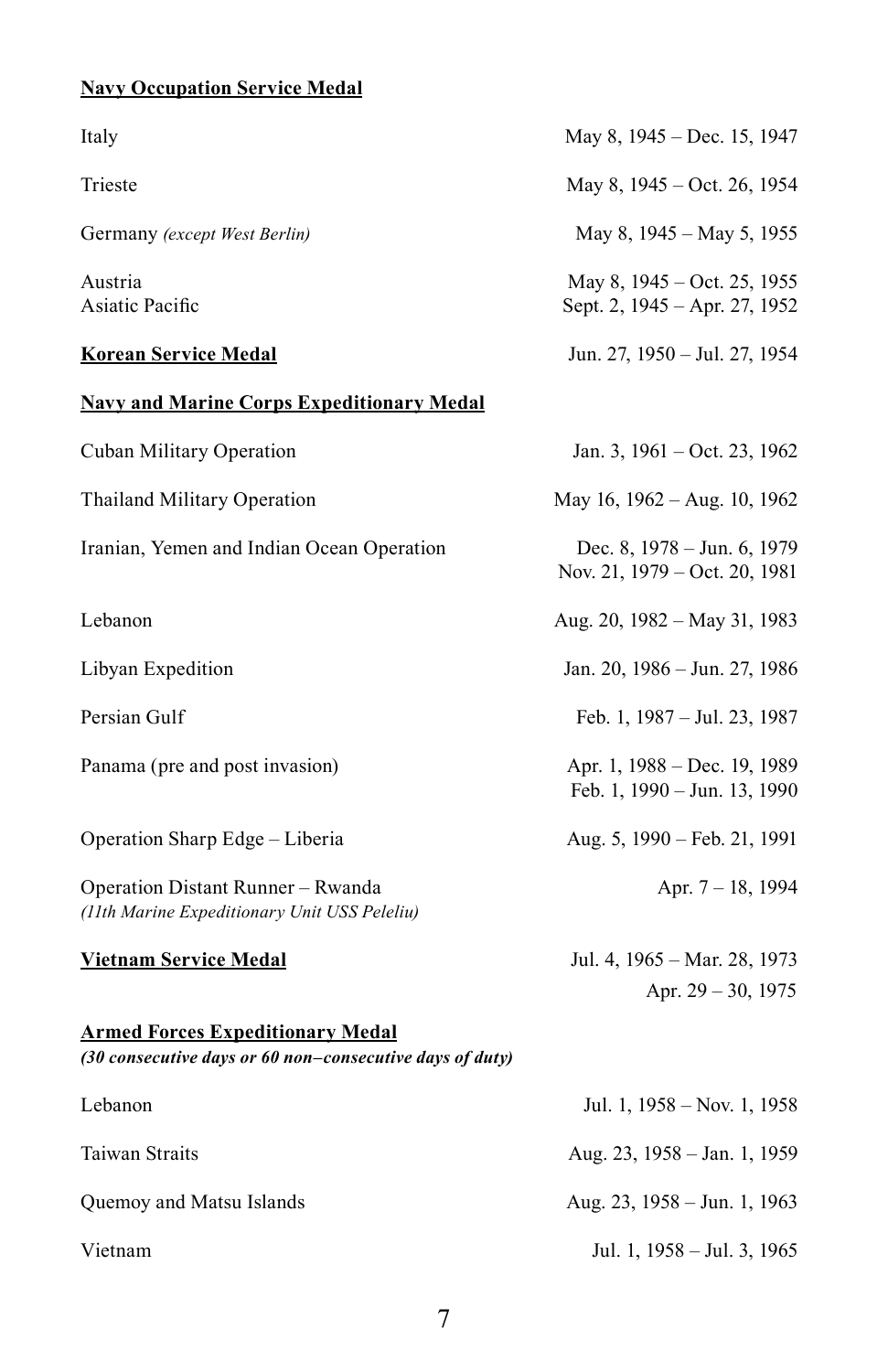**Navy Occupation Service Medal**

| | |
|---|---|
| Italy | May 8, 1945 – Dec. 15, 1947 |
| Trieste | May 8, 1945 – Oct. 26, 1954 |
| Germany *(except West Berlin)* | May 8, 1945 – May 5, 1955 |
| Austria | May 8, 1945 – Oct. 25, 1955 |
| Asiatic Pacific | Sept. 2, 1945 – Apr. 27, 1952 |

**Korean Service Medal** Jun. 27, 1950 – Jul. 27, 1954

**Navy and Marine Corps Expeditionary Medal**

| | |
|---|---|
| Cuban Military Operation | Jan. 3, 1961 – Oct. 23, 1962 |
| Thailand Military Operation | May 16, 1962 – Aug. 10, 1962 |
| Iranian, Yemen and Indian Ocean Operation | Dec. 8, 1978 – Jun. 6, 1979<br>Nov. 21, 1979 – Oct. 20, 1981 |
| Lebanon | Aug. 20, 1982 – May 31, 1983 |
| Libyan Expedition | Jan. 20, 1986 – Jun. 27, 1986 |
| Persian Gulf | Feb. 1, 1987 – Jul. 23, 1987 |
| Panama (pre and post invasion) | Apr. 1, 1988 – Dec. 19, 1989<br>Feb. 1, 1990 – Jun. 13, 1990 |
| Operation Sharp Edge – Liberia | Aug. 5, 1990 – Feb. 21, 1991 |
| Operation Distant Runner – Rwanda<br>*(11th Marine Expeditionary Unit USS Peleliu)* | Apr. 7 – 18, 1994 |

**Vietnam Service Medal** Jul. 4, 1965 – Mar. 28, 1973
Apr. 29 – 30, 1975

**Armed Forces Expeditionary Medal**
***(30 consecutive days or 60 non–consecutive days of duty)***

| | |
|---|---|
| Lebanon | Jul. 1, 1958 – Nov. 1, 1958 |
| Taiwan Straits | Aug. 23, 1958 – Jan. 1, 1959 |
| Quemoy and Matsu Islands | Aug. 23, 1958 – Jun. 1, 1963 |
| Vietnam | Jul. 1, 1958 – Jul. 3, 1965 |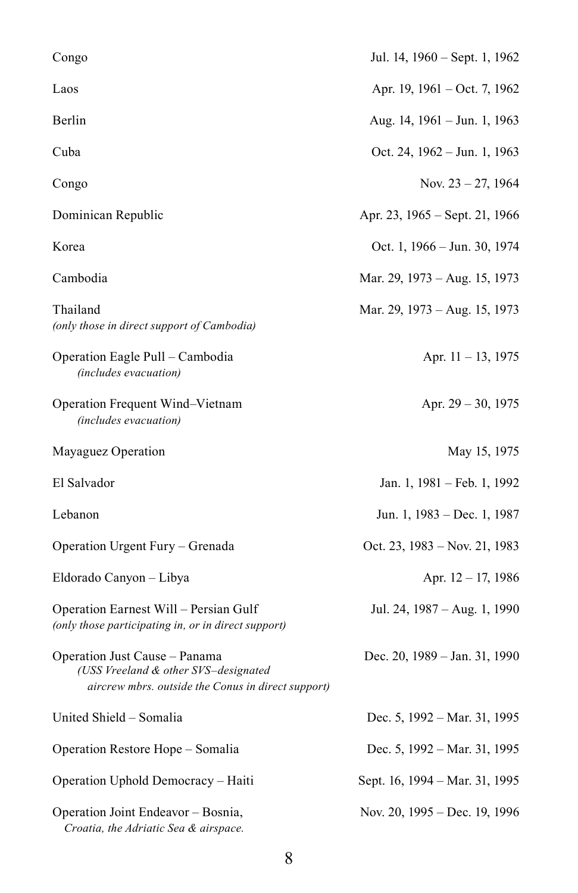| | |
|---|---|
| Congo | Jul. 14, 1960 – Sept. 1, 1962 |
| Laos | Apr. 19, 1961 – Oct. 7, 1962 |
| Berlin | Aug. 14, 1961 – Jun. 1, 1963 |
| Cuba | Oct. 24, 1962 – Jun. 1, 1963 |
| Congo | Nov. 23 – 27, 1964 |
| Dominican Republic | Apr. 23, 1965 – Sept. 21, 1966 |
| Korea | Oct. 1, 1966 – Jun. 30, 1974 |
| Cambodia | Mar. 29, 1973 – Aug. 15, 1973 |
| Thailand *(only those in direct support of Cambodia)* | Mar. 29, 1973 – Aug. 15, 1973 |
| Operation Eagle Pull – Cambodia *(includes evacuation)* | Apr. 11 – 13, 1975 |
| Operation Frequent Wind–Vietnam *(includes evacuation)* | Apr. 29 – 30, 1975 |
| Mayaguez Operation | May 15, 1975 |
| El Salvador | Jan. 1, 1981 – Feb. 1, 1992 |
| Lebanon | Jun. 1, 1983 – Dec. 1, 1987 |
| Operation Urgent Fury – Grenada | Oct. 23, 1983 – Nov. 21, 1983 |
| Eldorado Canyon – Libya | Apr. 12 – 17, 1986 |
| Operation Earnest Will – Persian Gulf *(only those participating in, or in direct support)* | Jul. 24, 1987 – Aug. 1, 1990 |
| Operation Just Cause – Panama *(USS Vreeland & other SVS–designated aircrew mbrs. outside the Conus in direct support)* | Dec. 20, 1989 – Jan. 31, 1990 |
| United Shield – Somalia | Dec. 5, 1992 – Mar. 31, 1995 |
| Operation Restore Hope – Somalia | Dec. 5, 1992 – Mar. 31, 1995 |
| Operation Uphold Democracy – Haiti | Sept. 16, 1994 – Mar. 31, 1995 |
| Operation Joint Endeavor – Bosnia, *Croatia, the Adriatic Sea & airspace.* | Nov. 20, 1995 – Dec. 19, 1996 |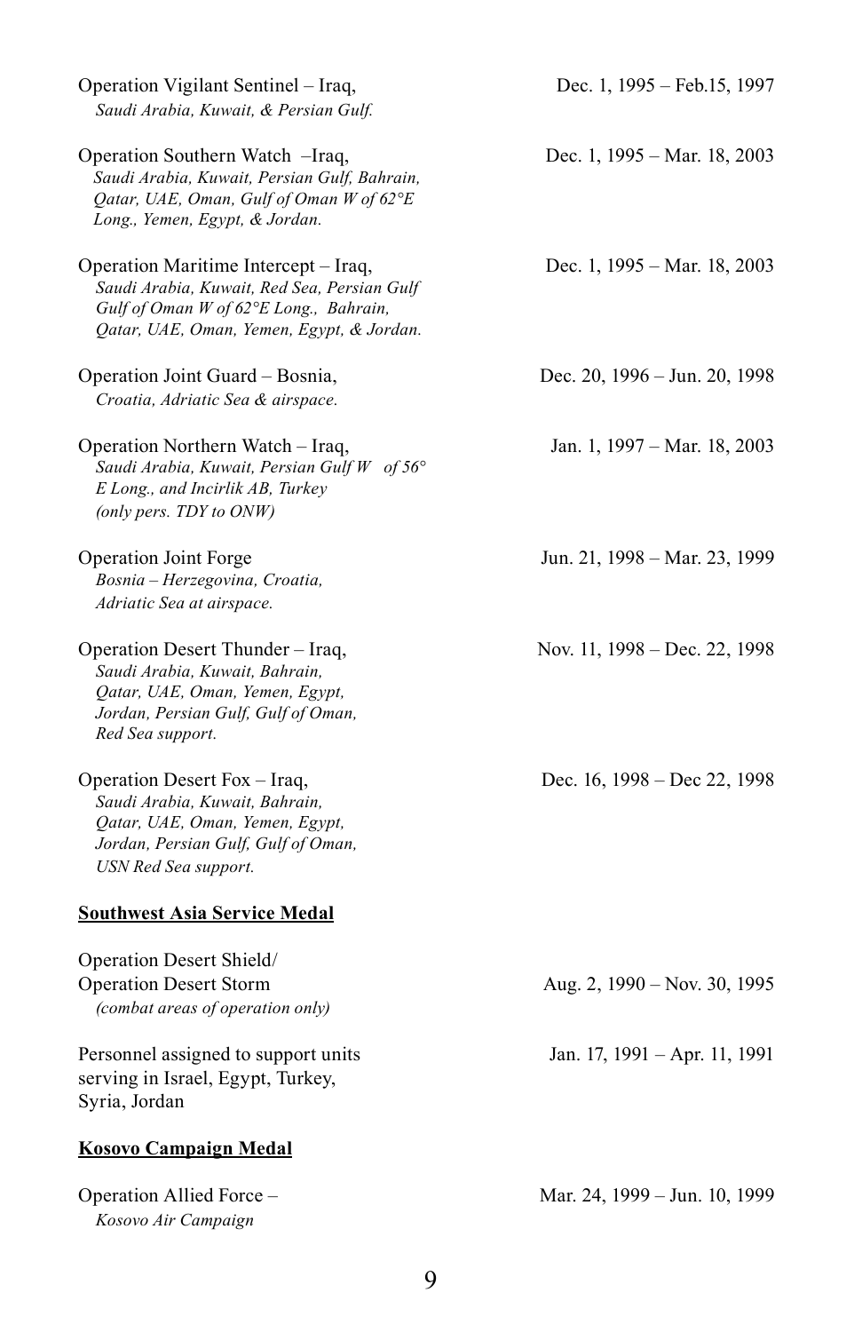Operation Vigilant Sentinel – Iraq, Dec. 1, 1995 – Feb.15, 1997
*Saudi Arabia, Kuwait, & Persian Gulf.*

Operation Southern Watch –Iraq, Dec. 1, 1995 – Mar. 18, 2003
*Saudi Arabia, Kuwait, Persian Gulf, Bahrain, Qatar, UAE, Oman, Gulf of Oman W of 62°E Long., Yemen, Egypt, & Jordan.*

Operation Maritime Intercept – Iraq, Dec. 1, 1995 – Mar. 18, 2003
*Saudi Arabia, Kuwait, Red Sea, Persian Gulf Gulf of Oman W of 62°E Long., Bahrain, Qatar, UAE, Oman, Yemen, Egypt, & Jordan.*

Operation Joint Guard – Bosnia, Dec. 20, 1996 – Jun. 20, 1998
*Croatia, Adriatic Sea & airspace.*

Operation Northern Watch – Iraq, Jan. 1, 1997 – Mar. 18, 2003
*Saudi Arabia, Kuwait, Persian Gulf W of 56° E Long., and Incirlik AB, Turkey (only pers. TDY to ONW)*

Operation Joint Forge Jun. 21, 1998 – Mar. 23, 1999
*Bosnia – Herzegovina, Croatia, Adriatic Sea at airspace.*

Operation Desert Thunder – Iraq, Nov. 11, 1998 – Dec. 22, 1998
*Saudi Arabia, Kuwait, Bahrain, Qatar, UAE, Oman, Yemen, Egypt, Jordan, Persian Gulf, Gulf of Oman, Red Sea support.*

Operation Desert Fox – Iraq, Dec. 16, 1998 – Dec 22, 1998
*Saudi Arabia, Kuwait, Bahrain, Qatar, UAE, Oman, Yemen, Egypt, Jordan, Persian Gulf, Gulf of Oman, USN Red Sea support.*

**Southwest Asia Service Medal**

Operation Desert Shield/
Operation Desert Storm Aug. 2, 1990 – Nov. 30, 1995
*(combat areas of operation only)*

Personnel assigned to support units serving in Israel, Egypt, Turkey, Syria, Jordan Jan. 17, 1991 – Apr. 11, 1991

**Kosovo Campaign Medal**

Operation Allied Force – Mar. 24, 1999 – Jun. 10, 1999
*Kosovo Air Campaign*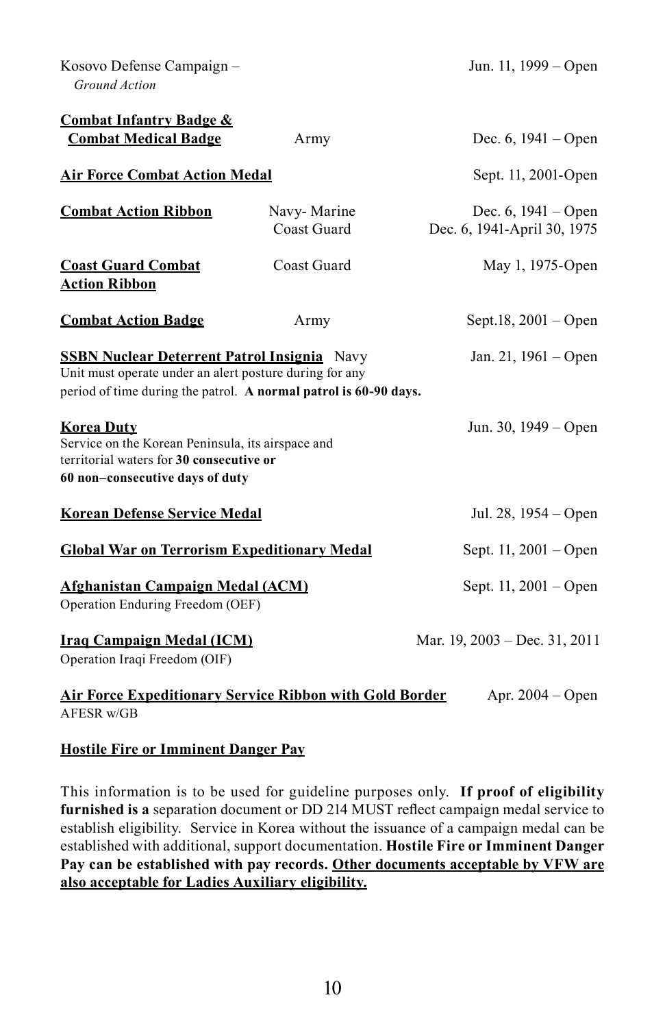Kosovo Defense Campaign – *Ground Action* — Jun. 11, 1999 – Open

**Combat Infantry Badge & Combat Medical Badge** — Army — Dec. 6, 1941 – Open

**Air Force Combat Action Medal** — Sept. 11, 2001-Open

**Combat Action Ribbon** — Navy- Marine — Dec. 6, 1941 – Open
Coast Guard — Dec. 6, 1941-April 30, 1975

**Coast Guard Combat Action Ribbon** — Coast Guard — May 1, 1975-Open

**Combat Action Badge** — Army — Sept.18, 2001 – Open

**SSBN Nuclear Deterrent Patrol Insignia** — Navy — Jan. 21, 1961 – Open
Unit must operate under an alert posture during for any period of time during the patrol. **A normal patrol is 60-90 days.**

**Korea Duty** — Jun. 30, 1949 – Open
Service on the Korean Peninsula, its airspace and territorial waters for **30 consecutive or 60 non–consecutive days of duty**

**Korean Defense Service Medal** — Jul. 28, 1954 – Open

**Global War on Terrorism Expeditionary Medal** — Sept. 11, 2001 – Open

**Afghanistan Campaign Medal (ACM)** — Sept. 11, 2001 – Open
Operation Enduring Freedom (OEF)

**Iraq Campaign Medal (ICM)** — Mar. 19, 2003 – Dec. 31, 2011
Operation Iraqi Freedom (OIF)

**Air Force Expeditionary Service Ribbon with Gold Border** — Apr. 2004 – Open
AFESR w/GB

**Hostile Fire or Imminent Danger Pay**

This information is to be used for guideline purposes only. **If proof of eligibility furnished is a** separation document or DD 214 MUST reflect campaign medal service to establish eligibility. Service in Korea without the issuance of a campaign medal can be established with additional, support documentation. **Hostile Fire or Imminent Danger Pay can be established with pay records. Other documents acceptable by VFW are also acceptable for Ladies Auxiliary eligibility.**